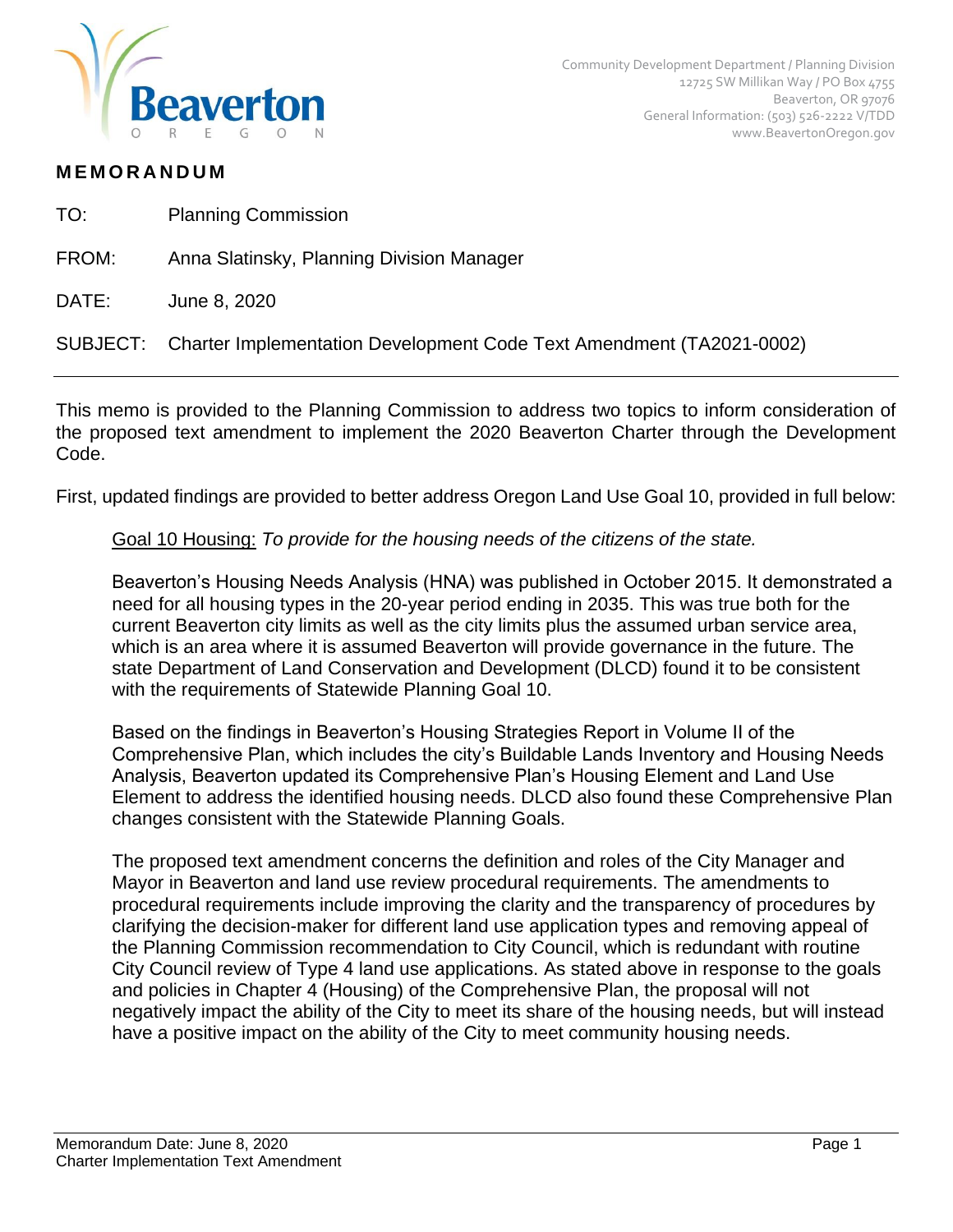Community Development Department / Planning Division
12725 SW Millikan Way / PO Box 4755
Beaverton, OR 97076
General Information: (503) 526-2222 V/TDD
www.BeavertonOregon.gov

## MEMORANDUM

TO: Planning Commission

FROM: Anna Slatinsky, Planning Division Manager

DATE: June 8, 2020

SUBJECT: Charter Implementation Development Code Text Amendment (TA2021-0002)

---

This memo is provided to the Planning Commission to address two topics to inform consideration of the proposed text amendment to implement the 2020 Beaverton Charter through the Development Code.

First, updated findings are provided to better address Oregon Land Use Goal 10, provided in full below:

> Goal 10 Housing: *To provide for the housing needs of the citizens of the state.*
>
> Beaverton's Housing Needs Analysis (HNA) was published in October 2015. It demonstrated a need for all housing types in the 20-year period ending in 2035. This was true both for the current Beaverton city limits as well as the city limits plus the assumed urban service area, which is an area where it is assumed Beaverton will provide governance in the future. The state Department of Land Conservation and Development (DLCD) found it to be consistent with the requirements of Statewide Planning Goal 10.
>
> Based on the findings in Beaverton's Housing Strategies Report in Volume II of the Comprehensive Plan, which includes the city's Buildable Lands Inventory and Housing Needs Analysis, Beaverton updated its Comprehensive Plan's Housing Element and Land Use Element to address the identified housing needs. DLCD also found these Comprehensive Plan changes consistent with the Statewide Planning Goals.
>
> The proposed text amendment concerns the definition and roles of the City Manager and Mayor in Beaverton and land use review procedural requirements. The amendments to procedural requirements include improving the clarity and the transparency of procedures by clarifying the decision-maker for different land use application types and removing appeal of the Planning Commission recommendation to City Council, which is redundant with routine City Council review of Type 4 land use applications. As stated above in response to the goals and policies in Chapter 4 (Housing) of the Comprehensive Plan, the proposal will not negatively impact the ability of the City to meet its share of the housing needs, but will instead have a positive impact on the ability of the City to meet community housing needs.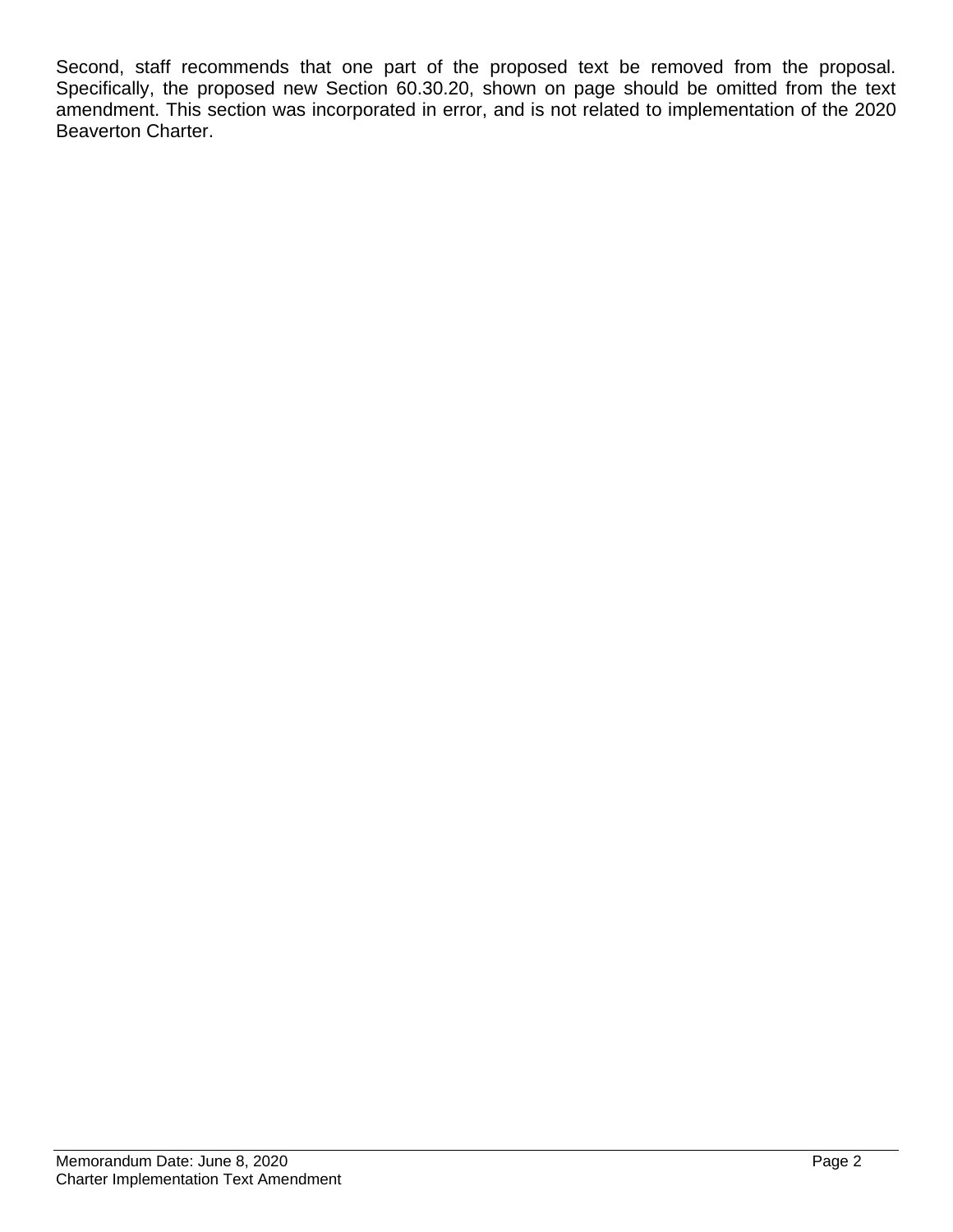Second, staff recommends that one part of the proposed text be removed from the proposal. Specifically, the proposed new Section 60.30.20, shown on page should be omitted from the text amendment. This section was incorporated in error, and is not related to implementation of the 2020 Beaverton Charter.